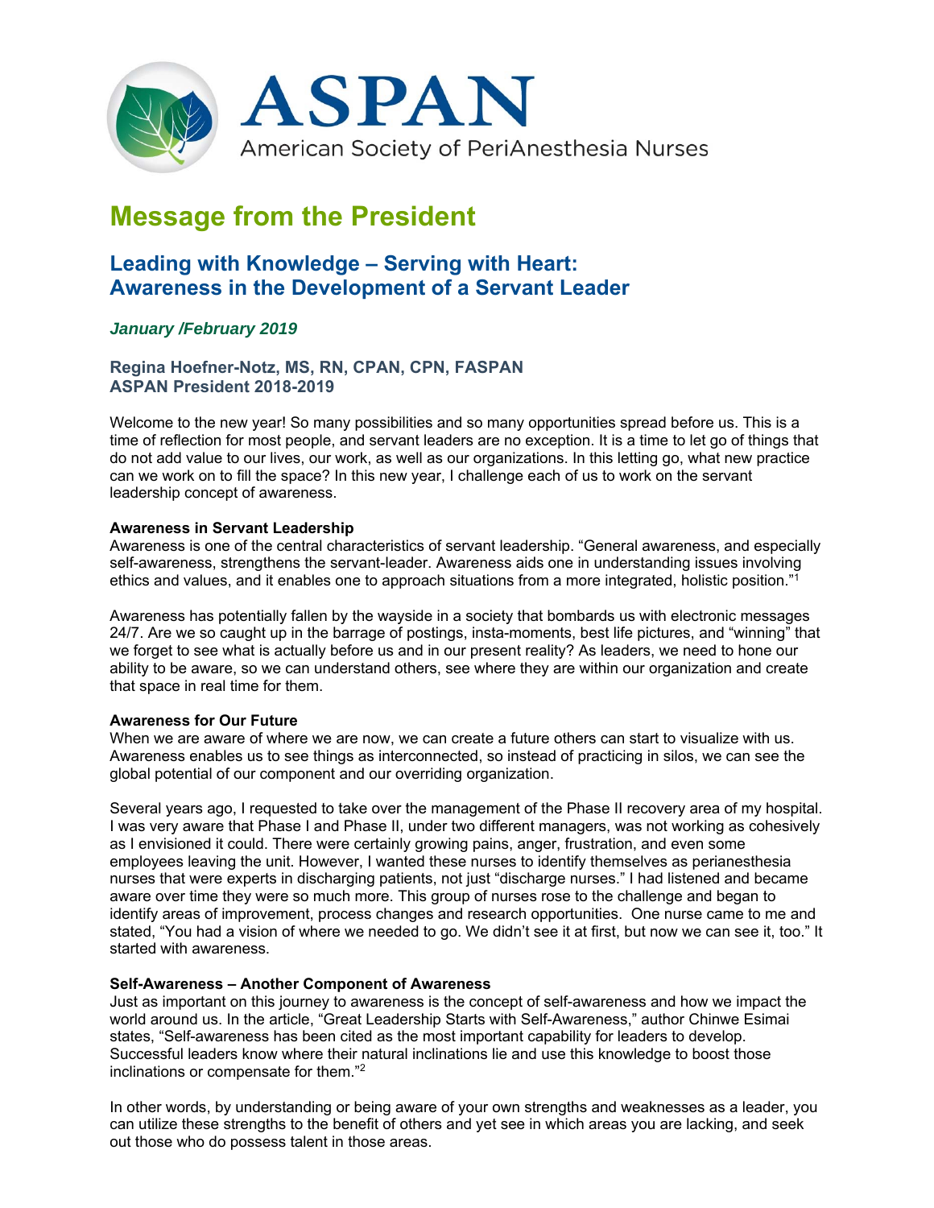ASPAN

American Society of PeriAnesthesia Nurses

# Message from the President

## Leading with Knowledge – Serving with Heart: Awareness in the Development of a Servant Leader

***January /February 2019***

**Regina Hoefner-Notz, MS, RN, CPAN, CPN, FASPAN**
**ASPAN President 2018-2019**

Welcome to the new year! So many possibilities and so many opportunities spread before us. This is a time of reflection for most people, and servant leaders are no exception. It is a time to let go of things that do not add value to our lives, our work, as well as our organizations. In this letting go, what new practice can we work on to fill the space? In this new year, I challenge each of us to work on the servant leadership concept of awareness.

**Awareness in Servant Leadership**

Awareness is one of the central characteristics of servant leadership. "General awareness, and especially self-awareness, strengthens the servant-leader. Awareness aids one in understanding issues involving ethics and values, and it enables one to approach situations from a more integrated, holistic position."[1]

Awareness has potentially fallen by the wayside in a society that bombards us with electronic messages 24/7. Are we so caught up in the barrage of postings, insta-moments, best life pictures, and "winning" that we forget to see what is actually before us and in our present reality? As leaders, we need to hone our ability to be aware, so we can understand others, see where they are within our organization and create that space in real time for them.

**Awareness for Our Future**

When we are aware of where we are now, we can create a future others can start to visualize with us. Awareness enables us to see things as interconnected, so instead of practicing in silos, we can see the global potential of our component and our overriding organization.

Several years ago, I requested to take over the management of the Phase II recovery area of my hospital. I was very aware that Phase I and Phase II, under two different managers, was not working as cohesively as I envisioned it could. There were certainly growing pains, anger, frustration, and even some employees leaving the unit. However, I wanted these nurses to identify themselves as perianesthesia nurses that were experts in discharging patients, not just "discharge nurses." I had listened and became aware over time they were so much more. This group of nurses rose to the challenge and began to identify areas of improvement, process changes and research opportunities. One nurse came to me and stated, "You had a vision of where we needed to go. We didn't see it at first, but now we can see it, too." It started with awareness.

**Self-Awareness – Another Component of Awareness**

Just as important on this journey to awareness is the concept of self-awareness and how we impact the world around us. In the article, "Great Leadership Starts with Self-Awareness," author Chinwe Esimai states, "Self-awareness has been cited as the most important capability for leaders to develop. Successful leaders know where their natural inclinations lie and use this knowledge to boost those inclinations or compensate for them."[2]

In other words, by understanding or being aware of your own strengths and weaknesses as a leader, you can utilize these strengths to the benefit of others and yet see in which areas you are lacking, and seek out those who do possess talent in those areas.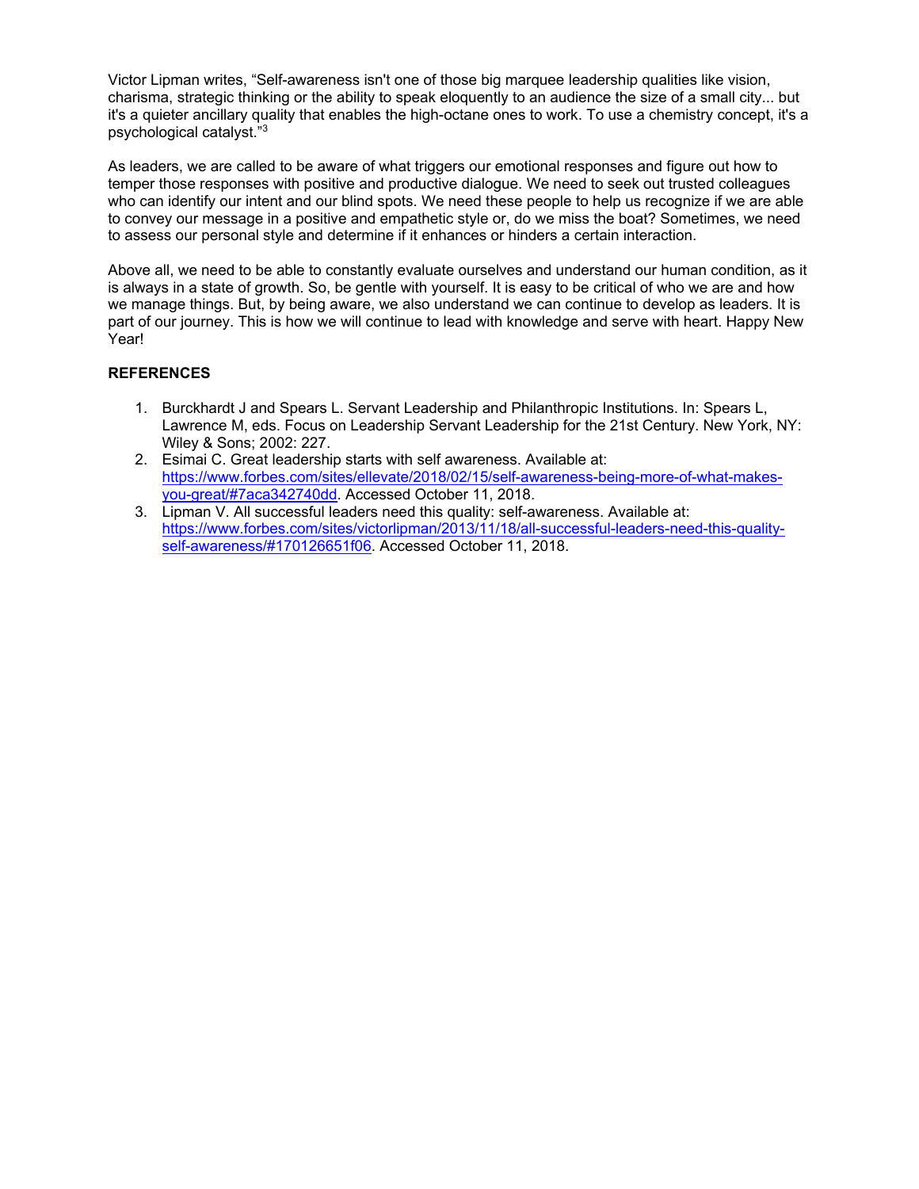Victor Lipman writes, "Self-awareness isn't one of those big marquee leadership qualities like vision, charisma, strategic thinking or the ability to speak eloquently to an audience the size of a small city... but it's a quieter ancillary quality that enables the high-octane ones to work. To use a chemistry concept, it's a psychological catalyst."[3]

As leaders, we are called to be aware of what triggers our emotional responses and figure out how to temper those responses with positive and productive dialogue. We need to seek out trusted colleagues who can identify our intent and our blind spots. We need these people to help us recognize if we are able to convey our message in a positive and empathetic style or, do we miss the boat? Sometimes, we need to assess our personal style and determine if it enhances or hinders a certain interaction.

Above all, we need to be able to constantly evaluate ourselves and understand our human condition, as it is always in a state of growth. So, be gentle with yourself. It is easy to be critical of who we are and how we manage things. But, by being aware, we also understand we can continue to develop as leaders. It is part of our journey. This is how we will continue to lead with knowledge and serve with heart. Happy New Year!

**REFERENCES**

1. Burckhardt J and Spears L. Servant Leadership and Philanthropic Institutions. In: Spears L, Lawrence M, eds. Focus on Leadership Servant Leadership for the 21st Century. New York, NY: Wiley & Sons; 2002: 227.
2. Esimai C. Great leadership starts with self awareness. Available at: https://www.forbes.com/sites/ellevate/2018/02/15/self-awareness-being-more-of-what-makes-you-great/#7aca342740dd. Accessed October 11, 2018.
3. Lipman V. All successful leaders need this quality: self-awareness. Available at: https://www.forbes.com/sites/victorlipman/2013/11/18/all-successful-leaders-need-this-quality-self-awareness/#170126651f06. Accessed October 11, 2018.